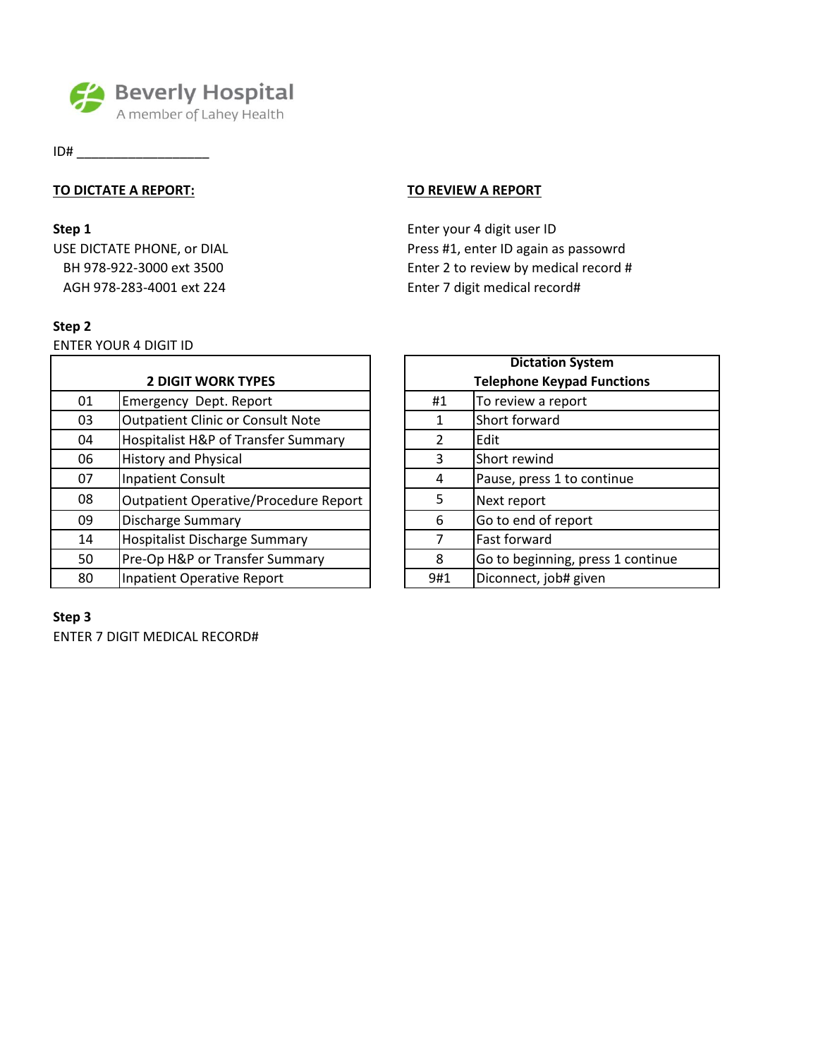# Beverly Hospital

A member of Lahey Health

ID# ___________________

**TO DICTATE A REPORT:**

**Step 1**

USE DICTATE PHONE, or DIAL

BH 978-922-3000 ext 3500

AGH 978-283-4001 ext 224

**Step 2**

ENTER YOUR 4 DIGIT ID

| **2 DIGIT WORK TYPES** | |
|---|---|
| 01 | Emergency Dept. Report |
| 03 | Outpatient Clinic or Consult Note |
| 04 | Hospitalist H&P of Transfer Summary |
| 06 | History and Physical |
| 07 | Inpatient Consult |
| 08 | Outpatient Operative/Procedure Report |
| 09 | Discharge Summary |
| 14 | Hospitalist Discharge Summary |
| 50 | Pre-Op H&P or Transfer Summary |
| 80 | Inpatient Operative Report |

**Step 3**

ENTER 7 DIGIT MEDICAL RECORD#

**TO REVIEW A REPORT**

Enter your 4 digit user ID

Press #1, enter ID again as passowrd

Enter 2 to review by medical record #

Enter 7 digit medical record#

| **Dictation System Telephone Keypad Functions** | |
|---|---|
| #1 | To review a report |
| 1 | Short forward |
| 2 | Edit |
| 3 | Short rewind |
| 4 | Pause, press 1 to continue |
| 5 | Next report |
| 6 | Go to end of report |
| 7 | Fast forward |
| 8 | Go to beginning, press 1 continue |
| 9#1 | Diconnect, job# given |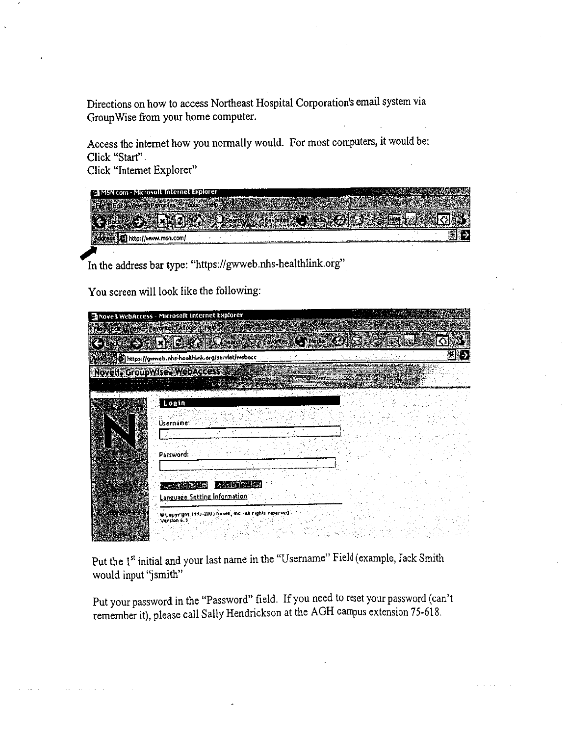Directions on how to access Northeast Hospital Corporation's email system via GroupWise from your home computer.

Access the internet how you normally would. For most computers, it would be:
Click "Start"
Click "Internet Explorer"

In the address bar type: "https://gwweb.nhs-healthlink.org"

You screen will look like the following:

Put the 1st initial and your last name in the "Username" Field (example, Jack Smith would input "jsmith"

Put your password in the "Password" field. If you need to reset your password (can't remember it), please call Sally Hendrickson at the AGH campus extension 75-618.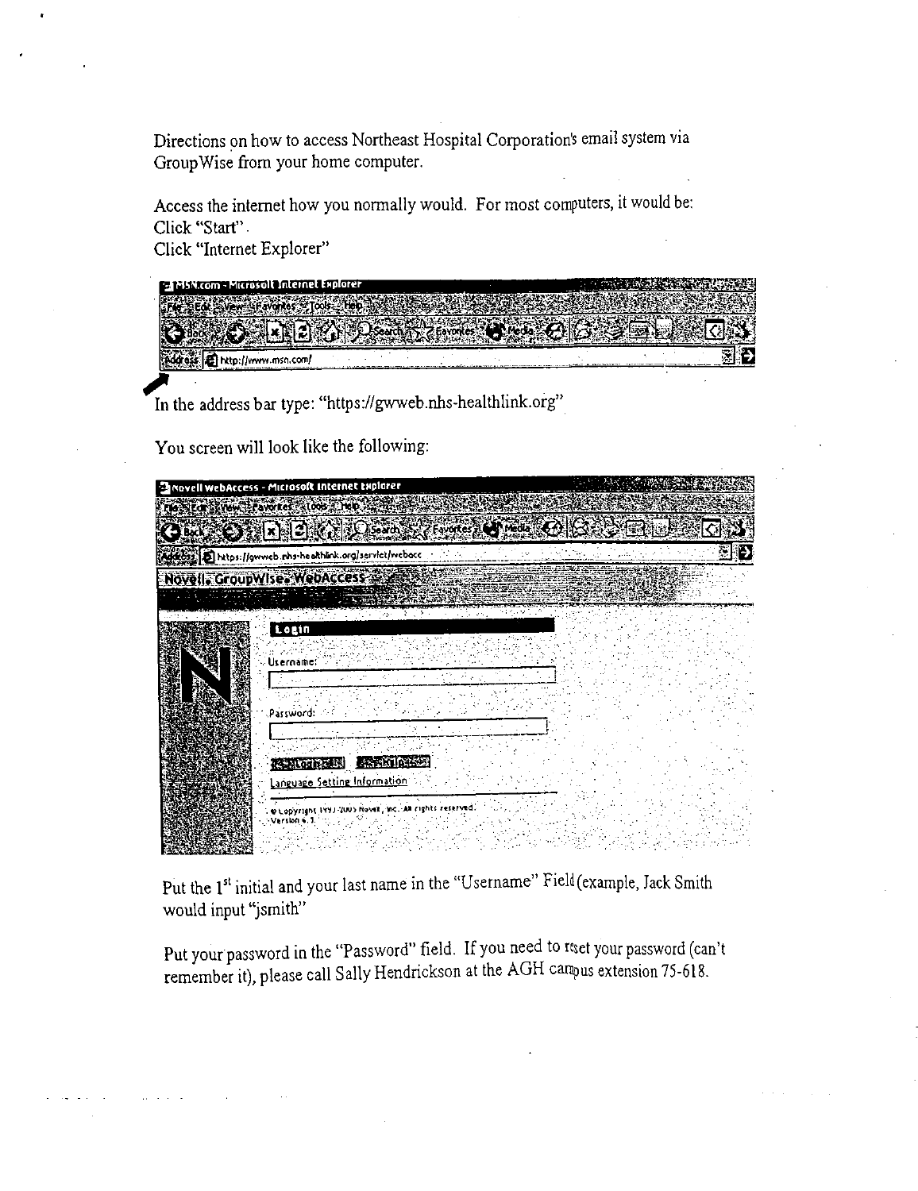Directions on how to access Northeast Hospital Corporation's email system via GroupWise from your home computer.

Access the internet how you normally would. For most computers, it would be:
Click "Start"
Click "Internet Explorer"

In the address bar type: "https://gwweb.nhs-healthlink.org"

You screen will look like the following:

Put the 1st initial and your last name in the "Username" Field (example, Jack Smith would input "jsmith"

Put your password in the "Password" field. If you need to reset your password (can't remember it), please call Sally Hendrickson at the AGH campus extension 75-618.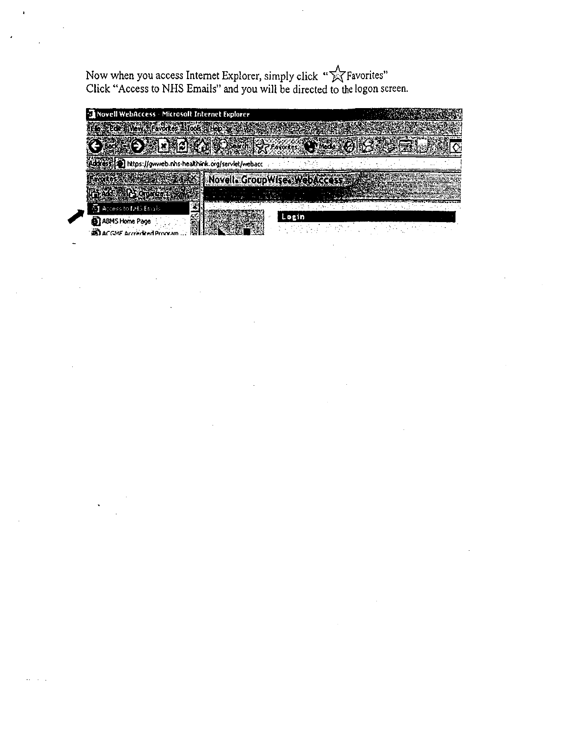Now when you access Internet Explorer, simply click "☆Favorites"
Click "Access to NHS Emails" and you will be directed to the logon screen.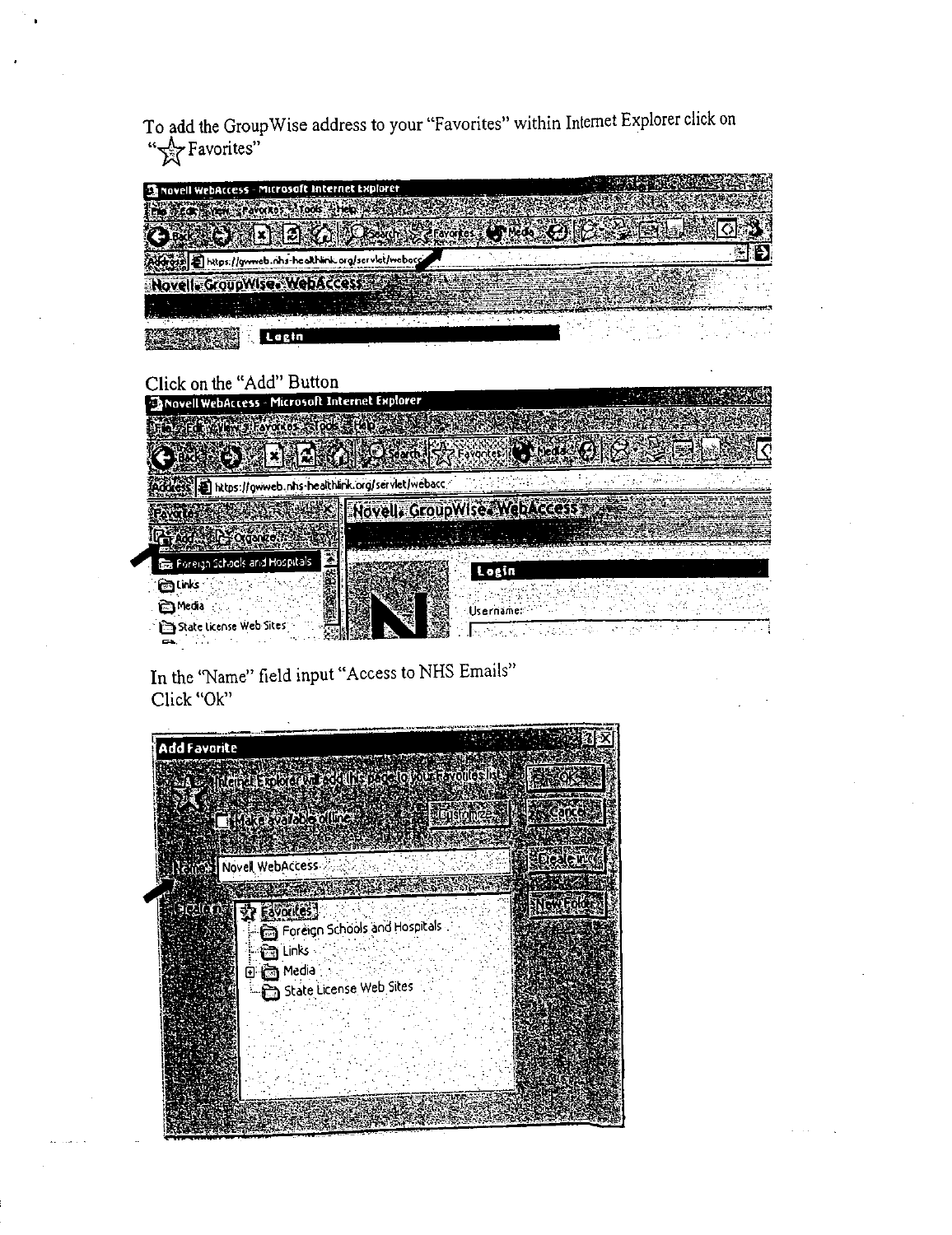To add the GroupWise address to your "Favorites" within Internet Explorer click on "Favorites"

Click on the "Add" Button

In the "Name" field input "Access to NHS Emails"
Click "Ok"